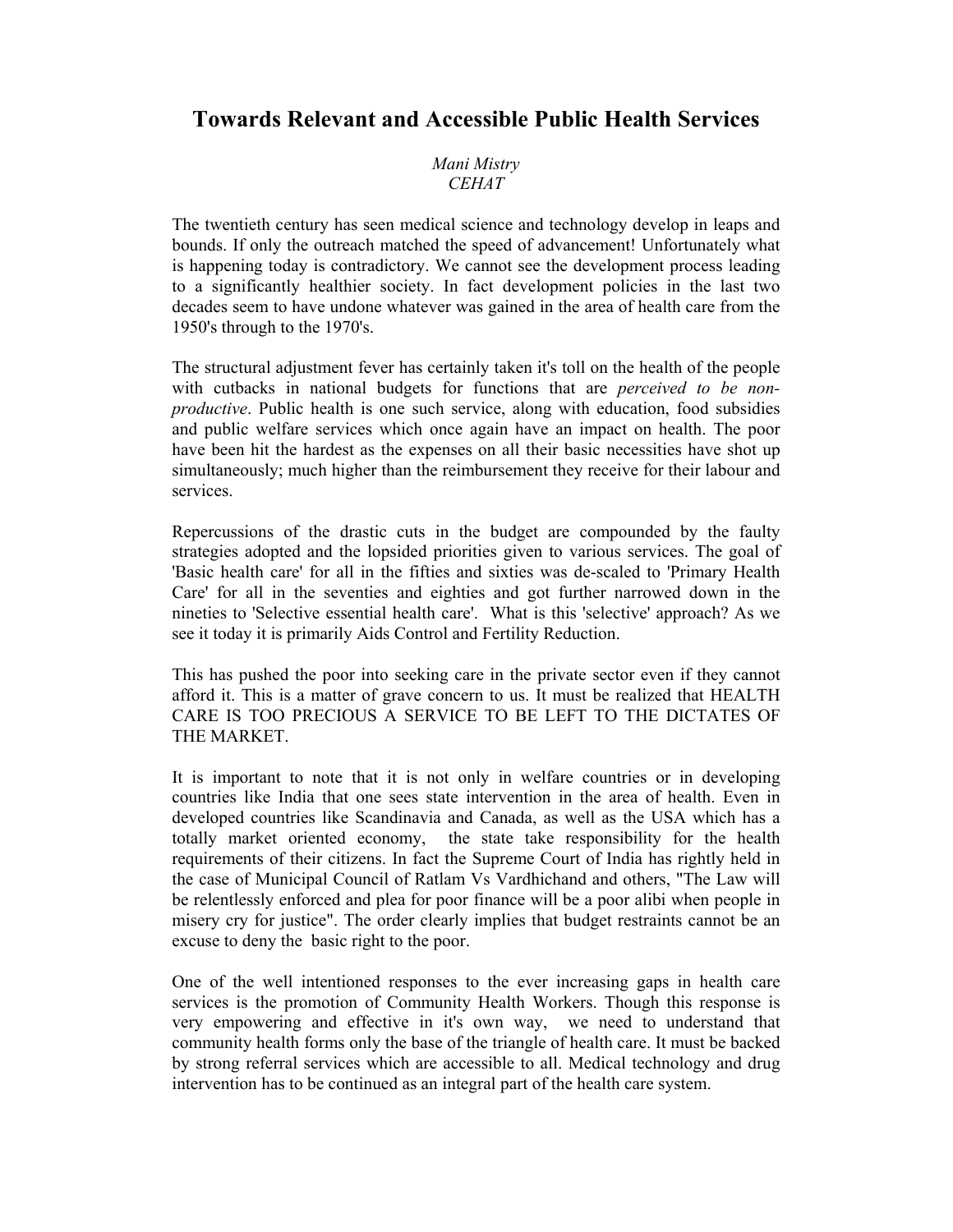# Towards Relevant and Accessible Public Health Services

*Mani Mistry*
*CEHAT*

The twentieth century has seen medical science and technology develop in leaps and bounds. If only the outreach matched the speed of advancement! Unfortunately what is happening today is contradictory. We cannot see the development process leading to a significantly healthier society. In fact development policies in the last two decades seem to have undone whatever was gained in the area of health care from the 1950's through to the 1970's.

The structural adjustment fever has certainly taken it's toll on the health of the people with cutbacks in national budgets for functions that are *perceived to be non-productive*. Public health is one such service, along with education, food subsidies and public welfare services which once again have an impact on health. The poor have been hit the hardest as the expenses on all their basic necessities have shot up simultaneously; much higher than the reimbursement they receive for their labour and services.

Repercussions of the drastic cuts in the budget are compounded by the faulty strategies adopted and the lopsided priorities given to various services. The goal of 'Basic health care' for all in the fifties and sixties was de-scaled to 'Primary Health Care' for all in the seventies and eighties and got further narrowed down in the nineties to 'Selective essential health care'. What is this 'selective' approach? As we see it today it is primarily Aids Control and Fertility Reduction.

This has pushed the poor into seeking care in the private sector even if they cannot afford it. This is a matter of grave concern to us. It must be realized that HEALTH CARE IS TOO PRECIOUS A SERVICE TO BE LEFT TO THE DICTATES OF THE MARKET.

It is important to note that it is not only in welfare countries or in developing countries like India that one sees state intervention in the area of health. Even in developed countries like Scandinavia and Canada, as well as the USA which has a totally market oriented economy, the state take responsibility for the health requirements of their citizens. In fact the Supreme Court of India has rightly held in the case of Municipal Council of Ratlam Vs Vardhichand and others, "The Law will be relentlessly enforced and plea for poor finance will be a poor alibi when people in misery cry for justice". The order clearly implies that budget restraints cannot be an excuse to deny the basic right to the poor.

One of the well intentioned responses to the ever increasing gaps in health care services is the promotion of Community Health Workers. Though this response is very empowering and effective in it's own way, we need to understand that community health forms only the base of the triangle of health care. It must be backed by strong referral services which are accessible to all. Medical technology and drug intervention has to be continued as an integral part of the health care system.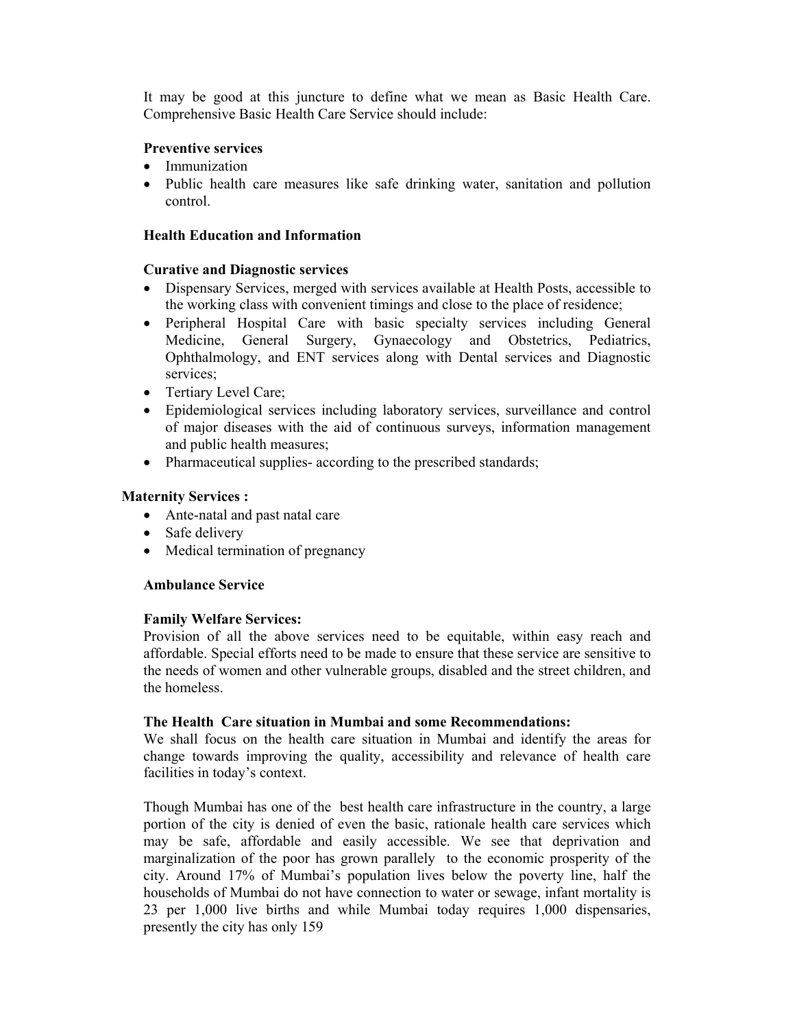It may be good at this juncture to define what we mean as Basic Health Care. Comprehensive Basic Health Care Service should include:

**Preventive services**

- Immunization
- Public health care measures like safe drinking water, sanitation and pollution control.

**Health Education and Information**

**Curative and Diagnostic services**

- Dispensary Services, merged with services available at Health Posts, accessible to the working class with convenient timings and close to the place of residence;
- Peripheral Hospital Care with basic specialty services including General Medicine, General Surgery, Gynaecology and Obstetrics, Pediatrics, Ophthalmology, and ENT services along with Dental services and Diagnostic services;
- Tertiary Level Care;
- Epidemiological services including laboratory services, surveillance and control of major diseases with the aid of continuous surveys, information management and public health measures;
- Pharmaceutical supplies- according to the prescribed standards;

**Maternity Services :**

- Ante-natal and past natal care
- Safe delivery
- Medical termination of pregnancy

**Ambulance Service**

**Family Welfare Services:**
Provision of all the above services need to be equitable, within easy reach and affordable. Special efforts need to be made to ensure that these service are sensitive to the needs of women and other vulnerable groups, disabled and the street children, and the homeless.

**The Health Care situation in Mumbai and some Recommendations:**
We shall focus on the health care situation in Mumbai and identify the areas for change towards improving the quality, accessibility and relevance of health care facilities in today's context.

Though Mumbai has one of the best health care infrastructure in the country, a large portion of the city is denied of even the basic, rationale health care services which may be safe, affordable and easily accessible. We see that deprivation and marginalization of the poor has grown parallely to the economic prosperity of the city. Around 17% of Mumbai's population lives below the poverty line, half the households of Mumbai do not have connection to water or sewage, infant mortality is 23 per 1,000 live births and while Mumbai today requires 1,000 dispensaries, presently the city has only 159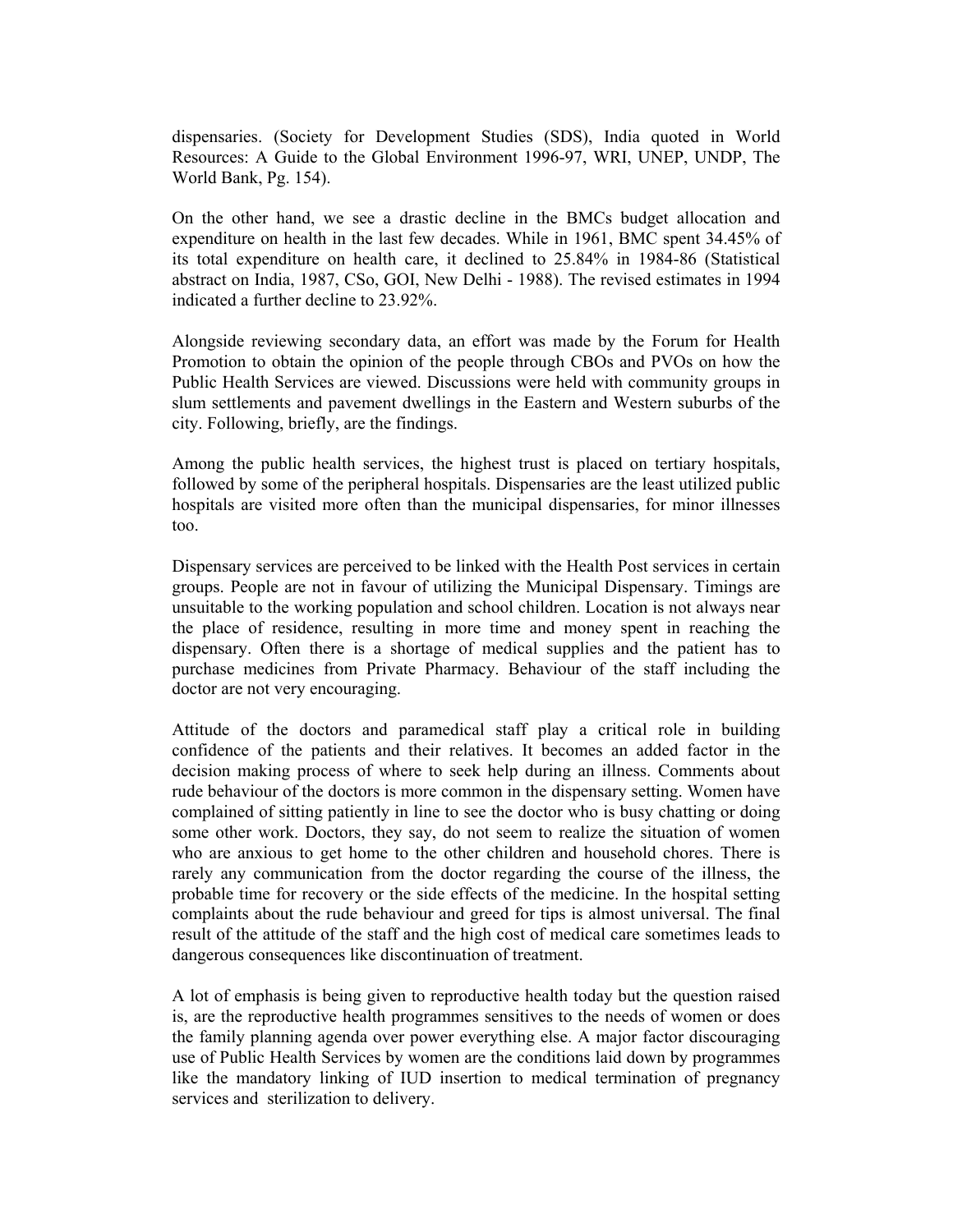dispensaries. (Society for Development Studies (SDS), India quoted in World Resources: A Guide to the Global Environment 1996-97, WRI, UNEP, UNDP, The World Bank, Pg. 154).

On the other hand, we see a drastic decline in the BMCs budget allocation and expenditure on health in the last few decades. While in 1961, BMC spent 34.45% of its total expenditure on health care, it declined to 25.84% in 1984-86 (Statistical abstract on India, 1987, CSo, GOI, New Delhi - 1988). The revised estimates in 1994 indicated a further decline to 23.92%.

Alongside reviewing secondary data, an effort was made by the Forum for Health Promotion to obtain the opinion of the people through CBOs and PVOs on how the Public Health Services are viewed. Discussions were held with community groups in slum settlements and pavement dwellings in the Eastern and Western suburbs of the city. Following, briefly, are the findings.

Among the public health services, the highest trust is placed on tertiary hospitals, followed by some of the peripheral hospitals. Dispensaries are the least utilized public hospitals are visited more often than the municipal dispensaries, for minor illnesses too.

Dispensary services are perceived to be linked with the Health Post services in certain groups. People are not in favour of utilizing the Municipal Dispensary. Timings are unsuitable to the working population and school children. Location is not always near the place of residence, resulting in more time and money spent in reaching the dispensary. Often there is a shortage of medical supplies and the patient has to purchase medicines from Private Pharmacy. Behaviour of the staff including the doctor are not very encouraging.

Attitude of the doctors and paramedical staff play a critical role in building confidence of the patients and their relatives. It becomes an added factor in the decision making process of where to seek help during an illness. Comments about rude behaviour of the doctors is more common in the dispensary setting. Women have complained of sitting patiently in line to see the doctor who is busy chatting or doing some other work. Doctors, they say, do not seem to realize the situation of women who are anxious to get home to the other children and household chores. There is rarely any communication from the doctor regarding the course of the illness, the probable time for recovery or the side effects of the medicine. In the hospital setting complaints about the rude behaviour and greed for tips is almost universal. The final result of the attitude of the staff and the high cost of medical care sometimes leads to dangerous consequences like discontinuation of treatment.

A lot of emphasis is being given to reproductive health today but the question raised is, are the reproductive health programmes sensitives to the needs of women or does the family planning agenda over power everything else. A major factor discouraging use of Public Health Services by women are the conditions laid down by programmes like the mandatory linking of IUD insertion to medical termination of pregnancy services and sterilization to delivery.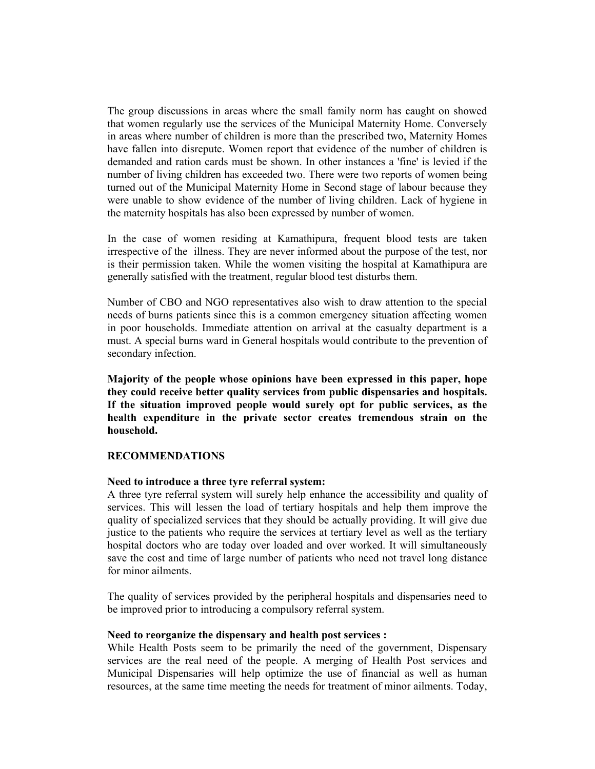The group discussions in areas where the small family norm has caught on showed that women regularly use the services of the Municipal Maternity Home. Conversely in areas where number of children is more than the prescribed two, Maternity Homes have fallen into disrepute. Women report that evidence of the number of children is demanded and ration cards must be shown. In other instances a 'fine' is levied if the number of living children has exceeded two. There were two reports of women being turned out of the Municipal Maternity Home in Second stage of labour because they were unable to show evidence of the number of living children. Lack of hygiene in the maternity hospitals has also been expressed by number of women.

In the case of women residing at Kamathipura, frequent blood tests are taken irrespective of the illness. They are never informed about the purpose of the test, nor is their permission taken. While the women visiting the hospital at Kamathipura are generally satisfied with the treatment, regular blood test disturbs them.

Number of CBO and NGO representatives also wish to draw attention to the special needs of burns patients since this is a common emergency situation affecting women in poor households. Immediate attention on arrival at the casualty department is a must. A special burns ward in General hospitals would contribute to the prevention of secondary infection.

**Majority of the people whose opinions have been expressed in this paper, hope they could receive better quality services from public dispensaries and hospitals. If the situation improved people would surely opt for public services, as the health expenditure in the private sector creates tremendous strain on the household.**

## RECOMMENDATIONS

**Need to introduce a three tyre referral system:**
A three tyre referral system will surely help enhance the accessibility and quality of services. This will lessen the load of tertiary hospitals and help them improve the quality of specialized services that they should be actually providing. It will give due justice to the patients who require the services at tertiary level as well as the tertiary hospital doctors who are today over loaded and over worked. It will simultaneously save the cost and time of large number of patients who need not travel long distance for minor ailments.

The quality of services provided by the peripheral hospitals and dispensaries need to be improved prior to introducing a compulsory referral system.

**Need to reorganize the dispensary and health post services :**
While Health Posts seem to be primarily the need of the government, Dispensary services are the real need of the people. A merging of Health Post services and Municipal Dispensaries will help optimize the use of financial as well as human resources, at the same time meeting the needs for treatment of minor ailments. Today,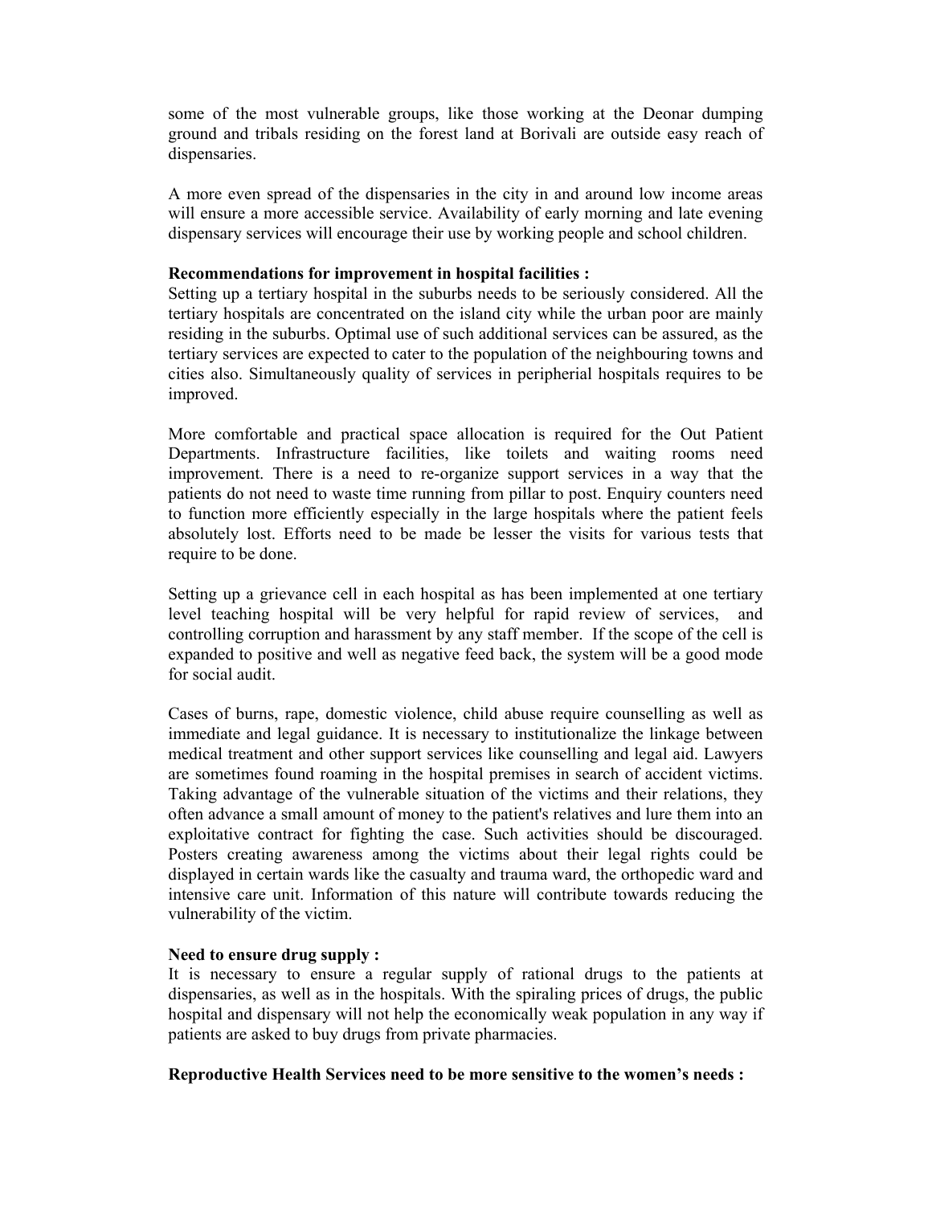some of the most vulnerable groups, like those working at the Deonar dumping ground and tribals residing on the forest land at Borivali are outside easy reach of dispensaries.

A more even spread of the dispensaries in the city in and around low income areas will ensure a more accessible service. Availability of early morning and late evening dispensary services will encourage their use by working people and school children.

**Recommendations for improvement in hospital facilities :**
Setting up a tertiary hospital in the suburbs needs to be seriously considered. All the tertiary hospitals are concentrated on the island city while the urban poor are mainly residing in the suburbs. Optimal use of such additional services can be assured, as the tertiary services are expected to cater to the population of the neighbouring towns and cities also. Simultaneously quality of services in peripherial hospitals requires to be improved.

More comfortable and practical space allocation is required for the Out Patient Departments. Infrastructure facilities, like toilets and waiting rooms need improvement. There is a need to re-organize support services in a way that the patients do not need to waste time running from pillar to post. Enquiry counters need to function more efficiently especially in the large hospitals where the patient feels absolutely lost. Efforts need to be made be lesser the visits for various tests that require to be done.

Setting up a grievance cell in each hospital as has been implemented at one tertiary level teaching hospital will be very helpful for rapid review of services, and controlling corruption and harassment by any staff member. If the scope of the cell is expanded to positive and well as negative feed back, the system will be a good mode for social audit.

Cases of burns, rape, domestic violence, child abuse require counselling as well as immediate and legal guidance. It is necessary to institutionalize the linkage between medical treatment and other support services like counselling and legal aid. Lawyers are sometimes found roaming in the hospital premises in search of accident victims. Taking advantage of the vulnerable situation of the victims and their relations, they often advance a small amount of money to the patient's relatives and lure them into an exploitative contract for fighting the case. Such activities should be discouraged. Posters creating awareness among the victims about their legal rights could be displayed in certain wards like the casualty and trauma ward, the orthopedic ward and intensive care unit. Information of this nature will contribute towards reducing the vulnerability of the victim.

**Need to ensure drug supply :**
It is necessary to ensure a regular supply of rational drugs to the patients at dispensaries, as well as in the hospitals. With the spiraling prices of drugs, the public hospital and dispensary will not help the economically weak population in any way if patients are asked to buy drugs from private pharmacies.

**Reproductive Health Services need to be more sensitive to the women's needs :**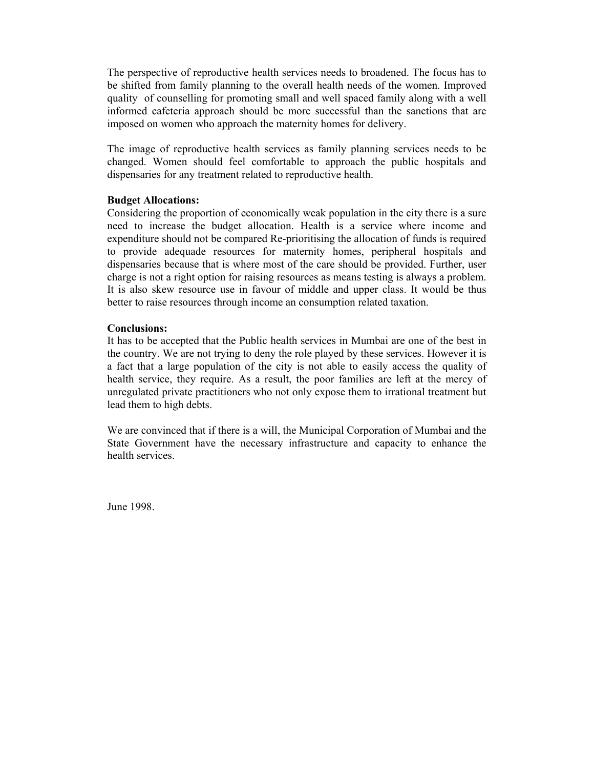The perspective of reproductive health services needs to broadened. The focus has to be shifted from family planning to the overall health needs of the women. Improved quality of counselling for promoting small and well spaced family along with a well informed cafeteria approach should be more successful than the sanctions that are imposed on women who approach the maternity homes for delivery.

The image of reproductive health services as family planning services needs to be changed. Women should feel comfortable to approach the public hospitals and dispensaries for any treatment related to reproductive health.

**Budget Allocations:**

Considering the proportion of economically weak population in the city there is a sure need to increase the budget allocation. Health is a service where income and expenditure should not be compared Re-prioritising the allocation of funds is required to provide adequade resources for maternity homes, peripheral hospitals and dispensaries because that is where most of the care should be provided. Further, user charge is not a right option for raising resources as means testing is always a problem. It is also skew resource use in favour of middle and upper class. It would be thus better to raise resources through income an consumption related taxation.

**Conclusions:**

It has to be accepted that the Public health services in Mumbai are one of the best in the country. We are not trying to deny the role played by these services. However it is a fact that a large population of the city is not able to easily access the quality of health service, they require. As a result, the poor families are left at the mercy of unregulated private practitioners who not only expose them to irrational treatment but lead them to high debts.

We are convinced that if there is a will, the Municipal Corporation of Mumbai and the State Government have the necessary infrastructure and capacity to enhance the health services.

June 1998.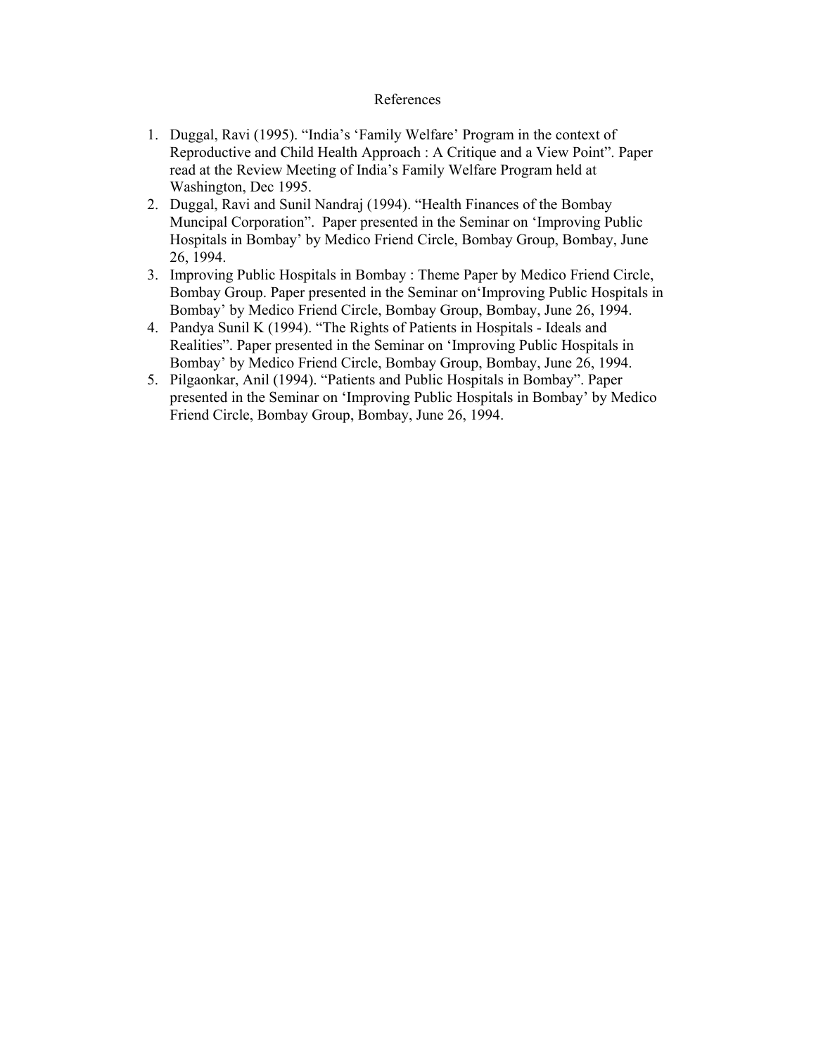# References

1. Duggal, Ravi (1995). "India's 'Family Welfare' Program in the context of Reproductive and Child Health Approach : A Critique and a View Point". Paper read at the Review Meeting of India's Family Welfare Program held at Washington, Dec 1995.
2. Duggal, Ravi and Sunil Nandraj (1994). "Health Finances of the Bombay Muncipal Corporation". Paper presented in the Seminar on 'Improving Public Hospitals in Bombay' by Medico Friend Circle, Bombay Group, Bombay, June 26, 1994.
3. Improving Public Hospitals in Bombay : Theme Paper by Medico Friend Circle, Bombay Group. Paper presented in the Seminar on'Improving Public Hospitals in Bombay' by Medico Friend Circle, Bombay Group, Bombay, June 26, 1994.
4. Pandya Sunil K (1994). "The Rights of Patients in Hospitals - Ideals and Realities". Paper presented in the Seminar on 'Improving Public Hospitals in Bombay' by Medico Friend Circle, Bombay Group, Bombay, June 26, 1994.
5. Pilgaonkar, Anil (1994). "Patients and Public Hospitals in Bombay". Paper presented in the Seminar on 'Improving Public Hospitals in Bombay' by Medico Friend Circle, Bombay Group, Bombay, June 26, 1994.